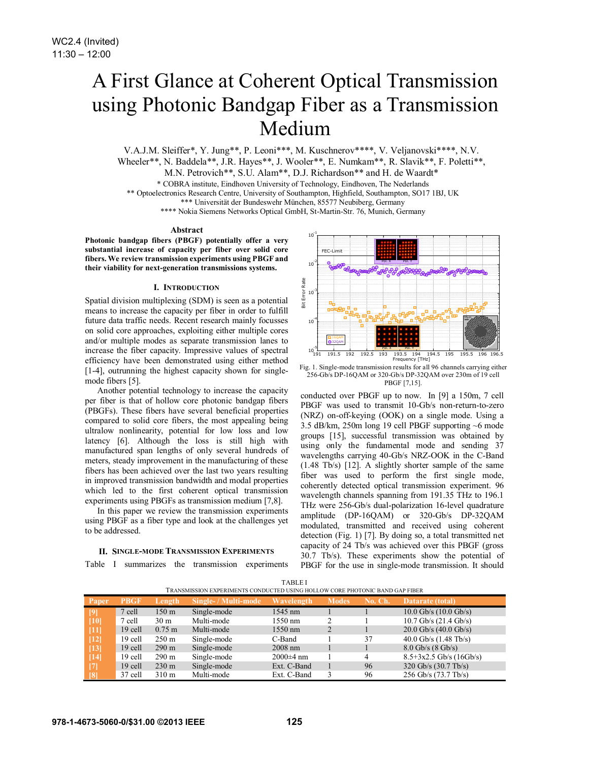WC2.4 (Invited)
11:30 – 12:00

# A First Glance at Coherent Optical Transmission using Photonic Bandgap Fiber as a Transmission Medium

V.A.J.M. Sleiffer*, Y. Jung**, P. Leoni***, M. Kuschnerov****, V. Veljanovski****, N.V. Wheeler**, N. Baddela**, J.R. Hayes**, J. Wooler**, E. Numkam**, R. Slavik**, F. Poletti**, M.N. Petrovich**, S.U. Alam**, D.J. Richardson** and H. de Waardt*

\* COBRA institute, Eindhoven University of Technology, Eindhoven, The Nederlands
\*\* Optoelectronics Research Centre, University of Southampton, Highfield, Southampton, SO17 1BJ, UK
\*\*\* Universität der Bundeswehr München, 85577 Neubiberg, Germany
\*\*\*\* Nokia Siemens Networks Optical GmbH, St-Martin-Str. 76, Munich, Germany

### Abstract

**Photonic bandgap fibers (PBGF) potentially offer a very substantial increase of capacity per fiber over solid core fibers. We review transmission experiments using PBGF and their viability for next-generation transmissions systems.**

## I. Introduction

Spatial division multiplexing (SDM) is seen as a potential means to increase the capacity per fiber in order to fulfill future data traffic needs. Recent research mainly focusses on solid core approaches, exploiting either multiple cores and/or multiple modes as separate transmission lanes to increase the fiber capacity. Impressive values of spectral efficiency have been demonstrated using either method [1-4], outrunning the highest capacity shown for single-mode fibers [5].

Another potential technology to increase the capacity per fiber is that of hollow core photonic bandgap fibers (PBGFs). These fibers have several beneficial properties compared to solid core fibers, the most appealing being ultralow nonlinearity, potential for low loss and low latency [6]. Although the loss is still high with manufactured span lengths of only several hundreds of meters, steady improvement in the manufacturing of these fibers has been achieved over the last two years resulting in improved transmission bandwidth and modal properties which led to the first coherent optical transmission experiments using PBGFs as transmission medium [7,8].

In this paper we review the transmission experiments using PBGF as a fiber type and look at the challenges yet to be addressed.

## II. Single-mode Transmission Experiments

Table I summarizes the transmission experiments conducted over PBGF up to now. In [9] a 150m, 7 cell PBGF was used to transmit 10-Gb/s non-return-to-zero (NRZ) on-off-keying (OOK) on a single mode. Using a 3.5 dB/km, 250m long 19 cell PBGF supporting ~6 mode groups [15], successful transmission was obtained by using only the fundamental mode and sending 37 wavelengths carrying 40-Gb/s NRZ-OOK in the C-Band (1.48 Tb/s) [12]. A slightly shorter sample of the same fiber was used to perform the first single mode, coherently detected optical transmission experiment. 96 wavelength channels spanning from 191.35 THz to 196.1 THz were 256-Gb/s dual-polarization 16-level quadrature amplitude (DP-16QAM) or 320-Gb/s DP-32QAM modulated, transmitted and received using coherent detection (Fig. 1) [7]. By doing so, a total transmitted net capacity of 24 Tb/s was achieved over this PBGF (gross 30.7 Tb/s). These experiments show the potential of PBGF for the use in single-mode transmission. It should

Fig. 1. Single-mode transmission results for all 96 channels carrying either 256-Gb/s DP-16QAM or 320-Gb/s DP-32QAM over 230m of 19 cell PBGF [7,15].

TABLE I
TRANSMISSION EXPERIMENTS CONDUCTED USING HOLLOW CORE PHOTONIC BAND GAP FIBER

| Paper | PBGF | Length | Single- / Multi-mode | Wavelength | Modes | No. Ch. | Datarate (total) |
|---|---|---|---|---|---|---|---|
| [9] | 7 cell | 150 m | Single-mode | 1545 nm | 1 | 1 | 10.0 Gb/s (10.0 Gb/s) |
| [10] | 7 cell | 30 m | Multi-mode | 1550 nm | 2 | 1 | 10.7 Gb/s (21.4 Gb/s) |
| [11] | 19 cell | 0.75 m | Multi-mode | 1550 nm | 2 | 1 | 20.0 Gb/s (40.0 Gb/s) |
| [12] | 19 cell | 250 m | Single-mode | C-Band | 1 | 37 | 40.0 Gb/s (1.48 Tb/s) |
| [13] | 19 cell | 290 m | Single-mode | 2008 nm | 1 | 1 | 8.0 Gb/s (8 Gb/s) |
| [14] | 19 cell | 290 m | Single-mode | 2000±4 nm | 1 | 4 | 8.5+3x2.5 Gb/s (16Gb/s) |
| [7] | 19 cell | 230 m | Single-mode | Ext. C-Band | 1 | 96 | 320 Gb/s (30.7 Tb/s) |
| [8] | 37 cell | 310 m | Multi-mode | Ext. C-Band | 3 | 96 | 256 Gb/s (73.7 Tb/s) |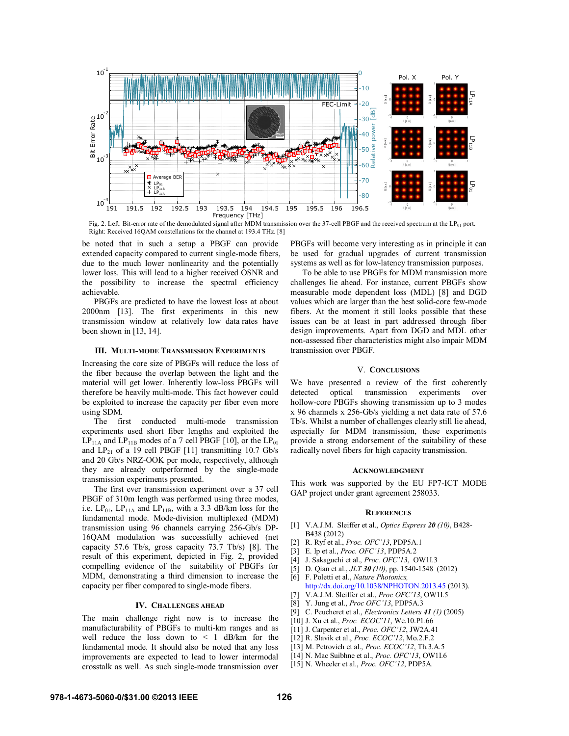10^-1
10^-2
10^-3
10^-4
Bit Error Rate
191 191.5 192 192.5 193 193.5 194 194.5 195 195.5 196 196.5
Frequency [THz]
0
-10
-20
-30
-40
-50
-60
-70
-80
Relative power [dB]
FEC-Limit
20µm
Average BER
$LP_{01}$
$LP_{11B}$
$LP_{11A}$
Pol. X
Pol. Y
$LP_{11A}$
$LP_{11B}$
$LP_{01}$

Fig. 2. Left: Bit-error rate of the demodulated signal after MDM transmission over the 37-cell PBGF and the received spectrum at the $LP_{01}$ port. Right: Received 16QAM constellations for the channel at 193.4 THz. [8]

be noted that in such a setup a PBGF can provide extended capacity compared to current single-mode fibers, due to the much lower nonlinearity and the potentially lower loss. This will lead to a higher received OSNR and the possibility to increase the spectral efficiency achievable.

PBGFs are predicted to have the lowest loss at about 2000nm [13]. The first experiments in this new transmission window at relatively low data rates have been shown in [13, 14].

## III. Multi-mode Transmission Experiments

Increasing the core size of PBGFs will reduce the loss of the fiber because the overlap between the light and the material will get lower. Inherently low-loss PBGFs will therefore be heavily multi-mode. This fact however could be exploited to increase the capacity per fiber even more using SDM.

The first conducted multi-mode transmission experiments used short fiber lengths and exploited the $LP_{11A}$ and $LP_{11B}$ modes of a 7 cell PBGF [10], or the $LP_{01}$ and $LP_{21}$ of a 19 cell PBGF [11] transmitting 10.7 Gb/s and 20 Gb/s NRZ-OOK per mode, respectively, although they are already outperformed by the single-mode transmission experiments presented.

The first ever transmission experiment over a 37 cell PBGF of 310m length was performed using three modes, i.e. $LP_{01}$, $LP_{11A}$ and $LP_{11B}$, with a 3.3 dB/km loss for the fundamental mode. Mode-division multiplexed (MDM) transmission using 96 channels carrying 256-Gb/s DP-16QAM modulation was successfully achieved (net capacity 57.6 Tb/s, gross capacity 73.7 Tb/s) [8]. The result of this experiment, depicted in Fig. 2, provided compelling evidence of the suitability of PBGFs for MDM, demonstrating a third dimension to increase the capacity per fiber compared to single-mode fibers.

## IV. Challenges Ahead

The main challenge right now is to increase the manufacturability of PBGFs to multi-km ranges and as well reduce the loss down to < 1 dB/km for the fundamental mode. It should also be noted that any loss improvements are expected to lead to lower intermodal crosstalk as well. As such single-mode transmission over PBGFs will become very interesting as in principle it can be used for gradual upgrades of current transmission systems as well as for low-latency transmission purposes.

To be able to use PBGFs for MDM transmission more challenges lie ahead. For instance, current PBGFs show measurable mode dependent loss (MDL) [8] and DGD values which are larger than the best solid-core few-mode fibers. At the moment it still looks possible that these issues can be at least in part addressed through fiber design improvements. Apart from DGD and MDL other non-assessed fiber characteristics might also impair MDM transmission over PBGF.

## V. Conclusions

We have presented a review of the first coherently detected optical transmission experiments over hollow-core PBGFs showing transmission up to 3 modes x 96 channels x 256-Gb/s yielding a net data rate of 57.6 Tb/s. Whilst a number of challenges clearly still lie ahead, especially for MDM transmission, these experiments provide a strong endorsement of the suitability of these radically novel fibers for high capacity transmission.

## Acknowledgment

This work was supported by the EU FP7-ICT MODE GAP project under grant agreement 258033.

## References

[1] V.A.J.M. Sleiffer et al., *Optics Express* ***20*** *(10)*, B428-B438 (2012)
[2] R. Ryf et al., *Proc. OFC'13*, PDP5A.1
[3] E. Ip et al., *Proc. OFC'13*, PDP5A.2
[4] J. Sakaguchi et al., *Proc. OFC'13*, OW1I.3
[5] D. Qian et al., *JLT* ***30*** *(10)*, pp. 1540-1548 (2012)
[6] F. Poletti et al., *Nature Photonics,* http://dx.doi.org/10.1038/NPHOTON.2013.45 (2013).
[7] V.A.J.M. Sleiffer et al., *Proc OFC'13*, OW1I.5
[8] Y. Jung et al., *Proc OFC'13*, PDP5A.3
[9] C. Peucheret et al., *Electronics Letters* ***41*** *(1)* (2005)
[10] J. Xu et al., *Proc. ECOC'11*, We.10.P1.66
[11] J. Carpenter et al., *Proc. OFC'12*, JW2A.41
[12] R. Slavik et al., *Proc. ECOC'12*, Mo.2.F.2
[13] M. Petrovich et al., *Proc. ECOC'12*, Th.3.A.5
[14] N. Mac Suibhne et al., *Proc. OFC'13*, OW1I.6
[15] N. Wheeler et al., *Proc. OFC'12*, PDP5A.